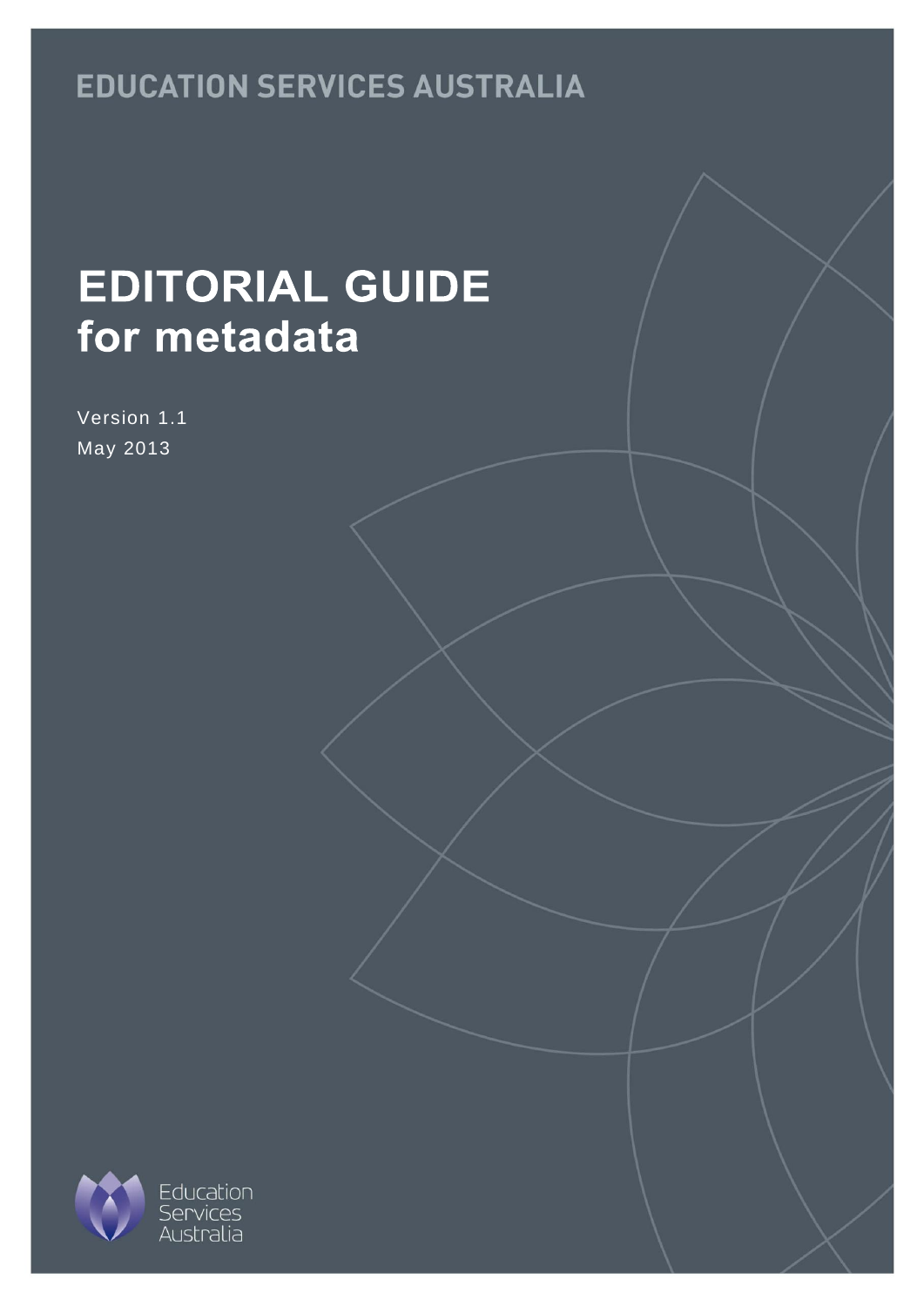EDUCATION SERVICES AUSTRALIA

# EDITORIAL GUIDE
## for metadata

Version 1.1

May 2013

Education Services Australia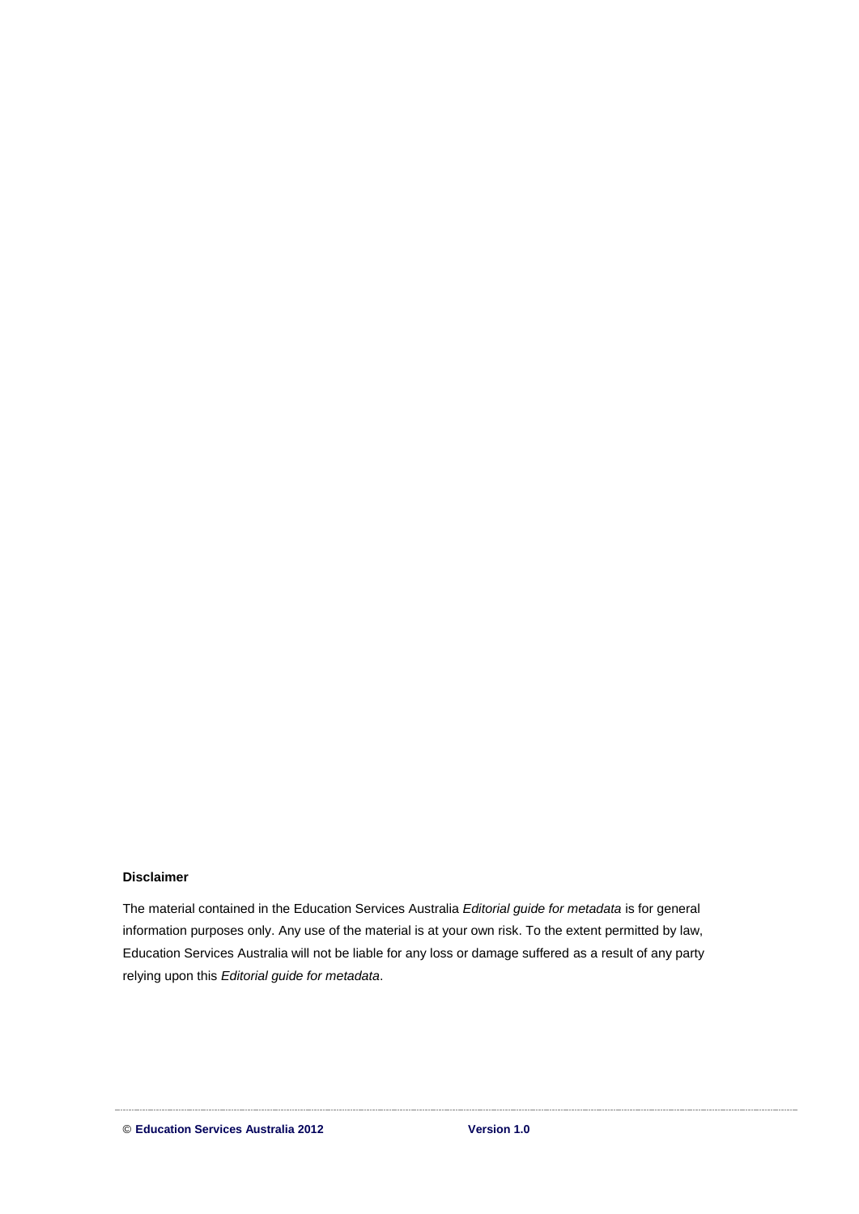**Disclaimer**

The material contained in the Education Services Australia *Editorial guide for metadata* is for general information purposes only. Any use of the material is at your own risk. To the extent permitted by law, Education Services Australia will not be liable for any loss or damage suffered as a result of any party relying upon this *Editorial guide for metadata*.

© **Education Services Australia 2012** **Version 1.0**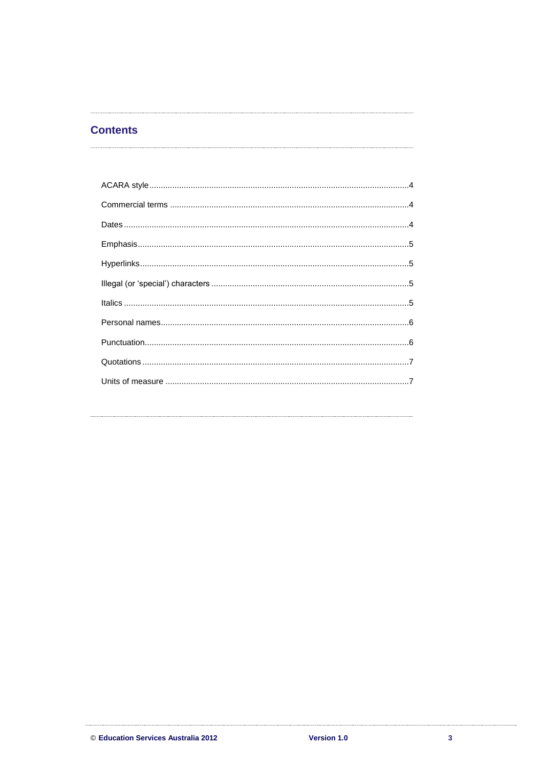## Contents

ACARA style....................................................................................................4

Commercial terms ..........................................................................................4

Dates ...............................................................................................................4

Emphasis.........................................................................................................5

Hyperlinks........................................................................................................5

Illegal (or 'special') characters .......................................................................5

Italics ...............................................................................................................5

Personal names...............................................................................................6

Punctuation......................................................................................................6

Quotations .......................................................................................................7

Units of measure .............................................................................................7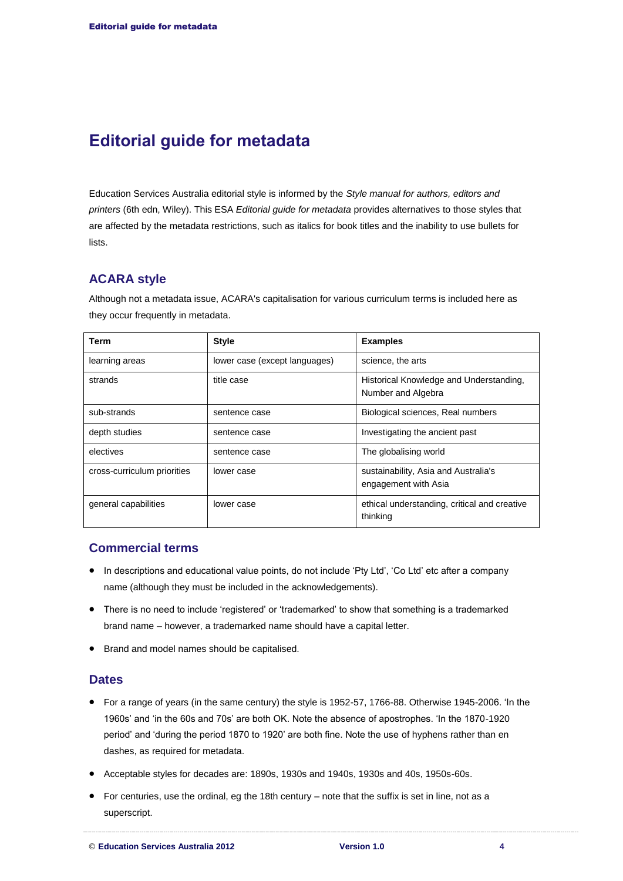# Editorial guide for metadata

Education Services Australia editorial style is informed by the *Style manual for authors, editors and printers* (6th edn, Wiley). This ESA *Editorial guide for metadata* provides alternatives to those styles that are affected by the metadata restrictions, such as italics for book titles and the inability to use bullets for lists.

## ACARA style

Although not a metadata issue, ACARA's capitalisation for various curriculum terms is included here as they occur frequently in metadata.

| Term | Style | Examples |
|---|---|---|
| learning areas | lower case (except languages) | science, the arts |
| strands | title case | Historical Knowledge and Understanding, Number and Algebra |
| sub-strands | sentence case | Biological sciences, Real numbers |
| depth studies | sentence case | Investigating the ancient past |
| electives | sentence case | The globalising world |
| cross-curriculum priorities | lower case | sustainability, Asia and Australia's engagement with Asia |
| general capabilities | lower case | ethical understanding, critical and creative thinking |

## Commercial terms

- In descriptions and educational value points, do not include 'Pty Ltd', 'Co Ltd' etc after a company name (although they must be included in the acknowledgements).
- There is no need to include 'registered' or 'trademarked' to show that something is a trademarked brand name – however, a trademarked name should have a capital letter.
- Brand and model names should be capitalised.

## Dates

- For a range of years (in the same century) the style is 1952-57, 1766-88. Otherwise 1945-2006. 'In the 1960s' and 'in the 60s and 70s' are both OK. Note the absence of apostrophes. 'In the 1870-1920 period' and 'during the period 1870 to 1920' are both fine. Note the use of hyphens rather than en dashes, as required for metadata.
- Acceptable styles for decades are: 1890s, 1930s and 1940s, 1930s and 40s, 1950s-60s.
- For centuries, use the ordinal, eg the 18th century – note that the suffix is set in line, not as a superscript.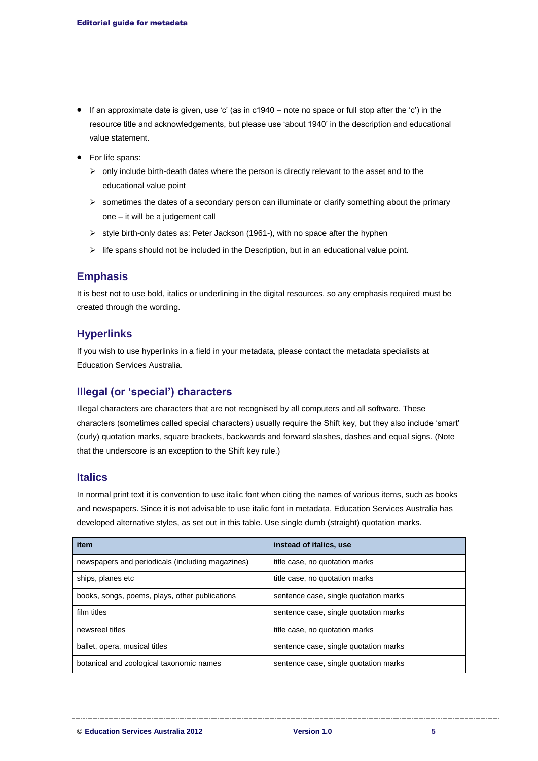- If an approximate date is given, use 'c' (as in c1940 – note no space or full stop after the 'c') in the resource title and acknowledgements, but please use 'about 1940' in the description and educational value statement.
- For life spans:
  - only include birth-death dates where the person is directly relevant to the asset and to the educational value point
  - sometimes the dates of a secondary person can illuminate or clarify something about the primary one – it will be a judgement call
  - style birth-only dates as: Peter Jackson (1961-), with no space after the hyphen
  - life spans should not be included in the Description, but in an educational value point.

## Emphasis

It is best not to use bold, italics or underlining in the digital resources, so any emphasis required must be created through the wording.

## Hyperlinks

If you wish to use hyperlinks in a field in your metadata, please contact the metadata specialists at Education Services Australia.

## Illegal (or 'special') characters

Illegal characters are characters that are not recognised by all computers and all software. These characters (sometimes called special characters) usually require the Shift key, but they also include 'smart' (curly) quotation marks, square brackets, backwards and forward slashes, dashes and equal signs. (Note that the underscore is an exception to the Shift key rule.)

## Italics

In normal print text it is convention to use italic font when citing the names of various items, such as books and newspapers. Since it is not advisable to use italic font in metadata, Education Services Australia has developed alternative styles, as set out in this table. Use single dumb (straight) quotation marks.

| item | instead of italics, use |
|---|---|
| newspapers and periodicals (including magazines) | title case, no quotation marks |
| ships, planes etc | title case, no quotation marks |
| books, songs, poems, plays, other publications | sentence case, single quotation marks |
| film titles | sentence case, single quotation marks |
| newsreel titles | title case, no quotation marks |
| ballet, opera, musical titles | sentence case, single quotation marks |
| botanical and zoological taxonomic names | sentence case, single quotation marks |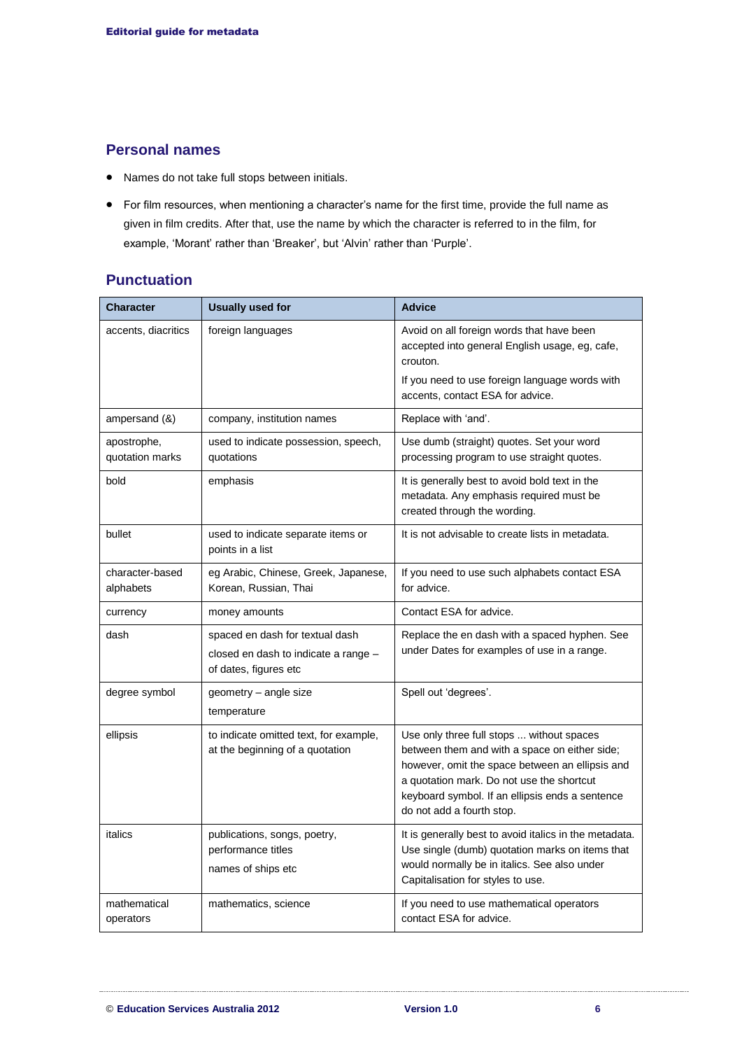## Personal names

- Names do not take full stops between initials.
- For film resources, when mentioning a character's name for the first time, provide the full name as given in film credits. After that, use the name by which the character is referred to in the film, for example, 'Morant' rather than 'Breaker', but 'Alvin' rather than 'Purple'.

## Punctuation

| Character | Usually used for | Advice |
|---|---|---|
| accents, diacritics | foreign languages | Avoid on all foreign words that have been accepted into general English usage, eg, cafe, crouton.<br>If you need to use foreign language words with accents, contact ESA for advice. |
| ampersand (&) | company, institution names | Replace with 'and'. |
| apostrophe, quotation marks | used to indicate possession, speech, quotations | Use dumb (straight) quotes. Set your word processing program to use straight quotes. |
| bold | emphasis | It is generally best to avoid bold text in the metadata. Any emphasis required must be created through the wording. |
| bullet | used to indicate separate items or points in a list | It is not advisable to create lists in metadata. |
| character-based alphabets | eg Arabic, Chinese, Greek, Japanese, Korean, Russian, Thai | If you need to use such alphabets contact ESA for advice. |
| currency | money amounts | Contact ESA for advice. |
| dash | spaced en dash for textual dash<br>closed en dash to indicate a range – of dates, figures etc | Replace the en dash with a spaced hyphen. See under Dates for examples of use in a range. |
| degree symbol | geometry – angle size<br>temperature | Spell out 'degrees'. |
| ellipsis | to indicate omitted text, for example, at the beginning of a quotation | Use only three full stops ... without spaces between them and with a space on either side; however, omit the space between an ellipsis and a quotation mark. Do not use the shortcut keyboard symbol. If an ellipsis ends a sentence do not add a fourth stop. |
| italics | publications, songs, poetry, performance titles<br>names of ships etc | It is generally best to avoid italics in the metadata. Use single (dumb) quotation marks on items that would normally be in italics. See also under Capitalisation for styles to use. |
| mathematical operators | mathematics, science | If you need to use mathematical operators contact ESA for advice. |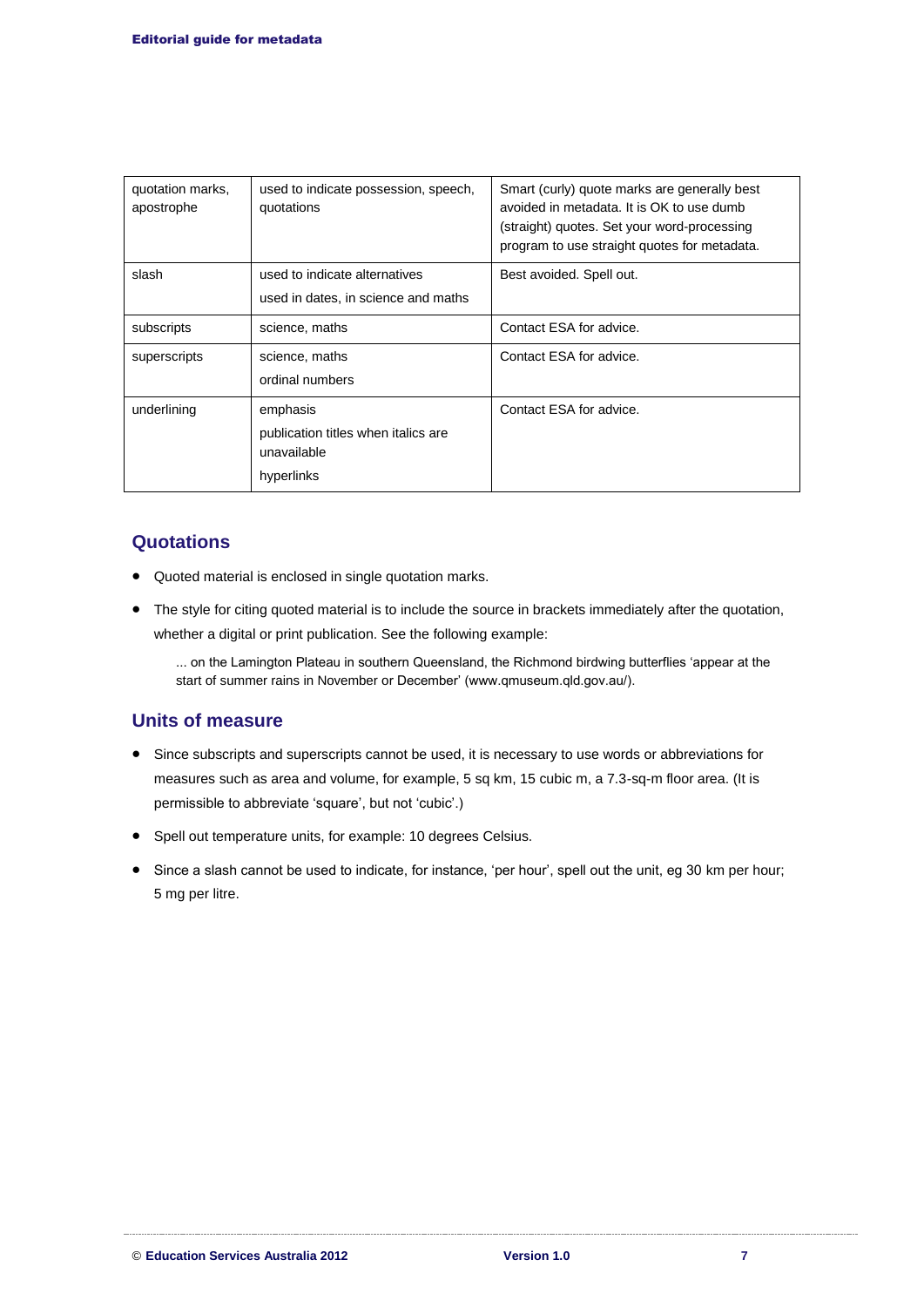| | | |
|---|---|---|
| quotation marks, apostrophe | used to indicate possession, speech, quotations | Smart (curly) quote marks are generally best avoided in metadata. It is OK to use dumb (straight) quotes. Set your word-processing program to use straight quotes for metadata. |
| slash | used to indicate alternatives<br>used in dates, in science and maths | Best avoided. Spell out. |
| subscripts | science, maths | Contact ESA for advice. |
| superscripts | science, maths<br>ordinal numbers | Contact ESA for advice. |
| underlining | emphasis<br>publication titles when italics are unavailable<br>hyperlinks | Contact ESA for advice. |

## Quotations

- Quoted material is enclosed in single quotation marks.
- The style for citing quoted material is to include the source in brackets immediately after the quotation, whether a digital or print publication. See the following example:

  ... on the Lamington Plateau in southern Queensland, the Richmond birdwing butterflies 'appear at the start of summer rains in November or December' (www.qmuseum.qld.gov.au/).

## Units of measure

- Since subscripts and superscripts cannot be used, it is necessary to use words or abbreviations for measures such as area and volume, for example, 5 sq km, 15 cubic m, a 7.3-sq-m floor area. (It is permissible to abbreviate 'square', but not 'cubic'.)
- Spell out temperature units, for example: 10 degrees Celsius.
- Since a slash cannot be used to indicate, for instance, 'per hour', spell out the unit, eg 30 km per hour; 5 mg per litre.